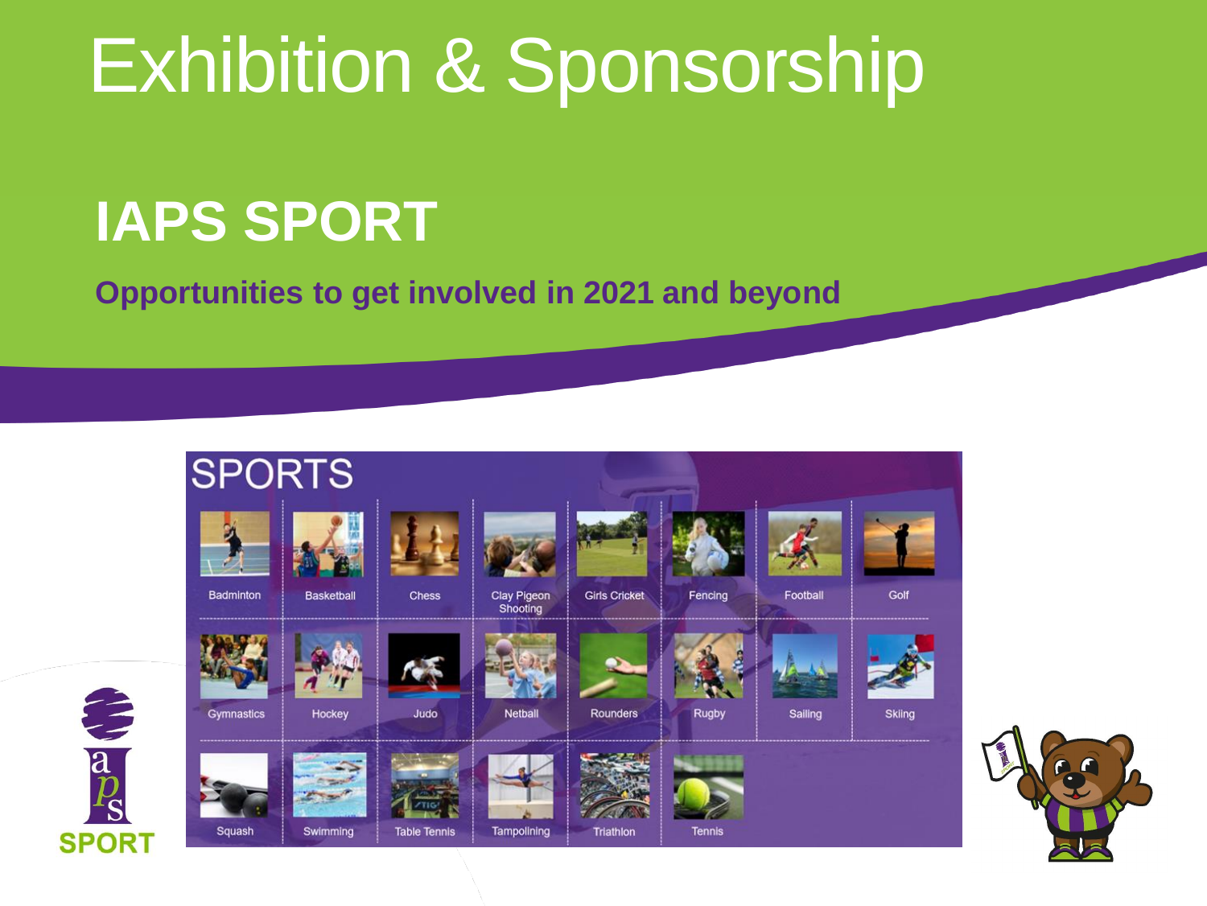# Exhibition & Sponsorship

## IAPS SPORT

**Opportunities to get involved in 2021 and beyond**

SPORTS

| | | | | | | | |
|---|---|---|---|---|---|---|---|
| Badminton | Basketball | Chess | Clay Pigeon Shooting | Girls Cricket | Fencing | Football | Golf |
| Gymnastics | Hockey | Judo | Netball | Rounders | Rugby | Sailing | Skiing |
| Squash | Swimming | Table Tennis | Tampolining | Triathlon | Tennis | | |

SPORT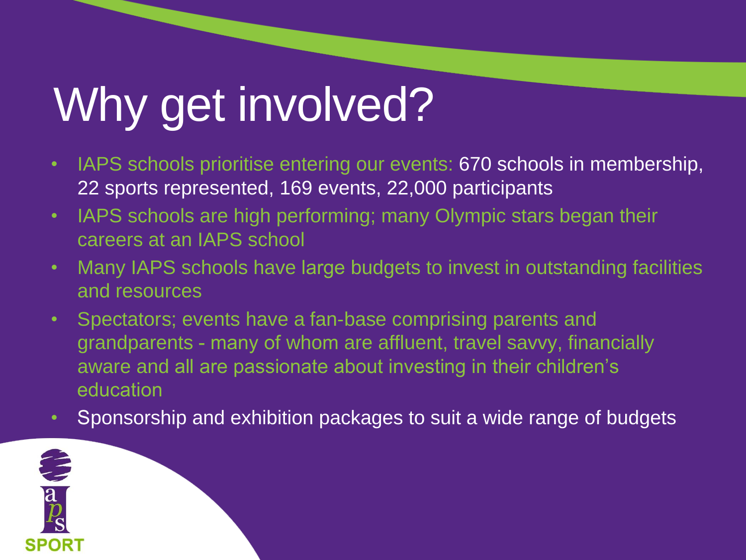# Why get involved?

- IAPS schools prioritise entering our events: 670 schools in membership, 22 sports represented, 169 events, 22,000 participants
- IAPS schools are high performing; many Olympic stars began their careers at an IAPS school
- Many IAPS schools have large budgets to invest in outstanding facilities and resources
- Spectators; events have a fan-base comprising parents and grandparents - many of whom are affluent, travel savvy, financially aware and all are passionate about investing in their children's education
- Sponsorship and exhibition packages to suit a wide range of budgets

SPORT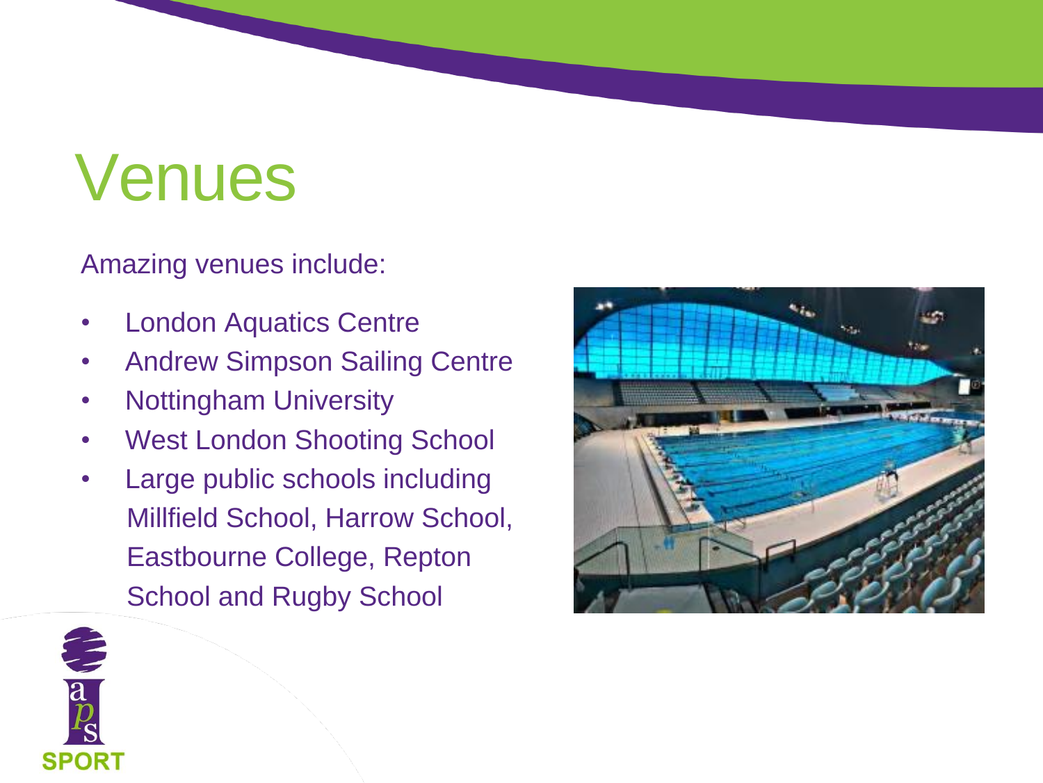# Venues

Amazing venues include:

- London Aquatics Centre
- Andrew Simpson Sailing Centre
- Nottingham University
- West London Shooting School
- Large public schools including Millfield School, Harrow School, Eastbourne College, Repton School and Rugby School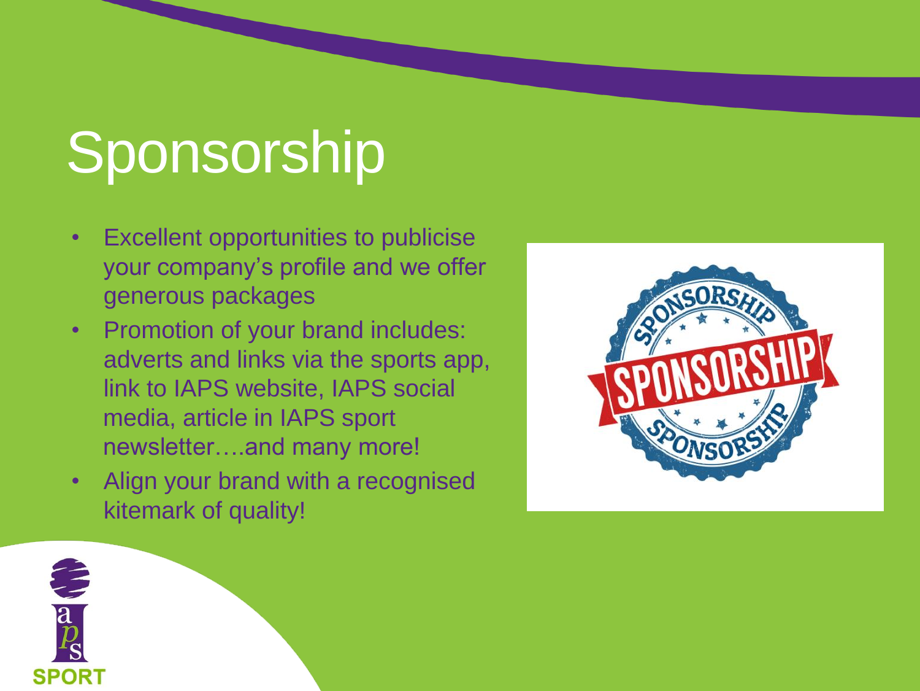# Sponsorship

- Excellent opportunities to publicise your company's profile and we offer generous packages
- Promotion of your brand includes: adverts and links via the sports app, link to IAPS website, IAPS social media, article in IAPS sport newsletter….and many more!
- Align your brand with a recognised kitemark of quality!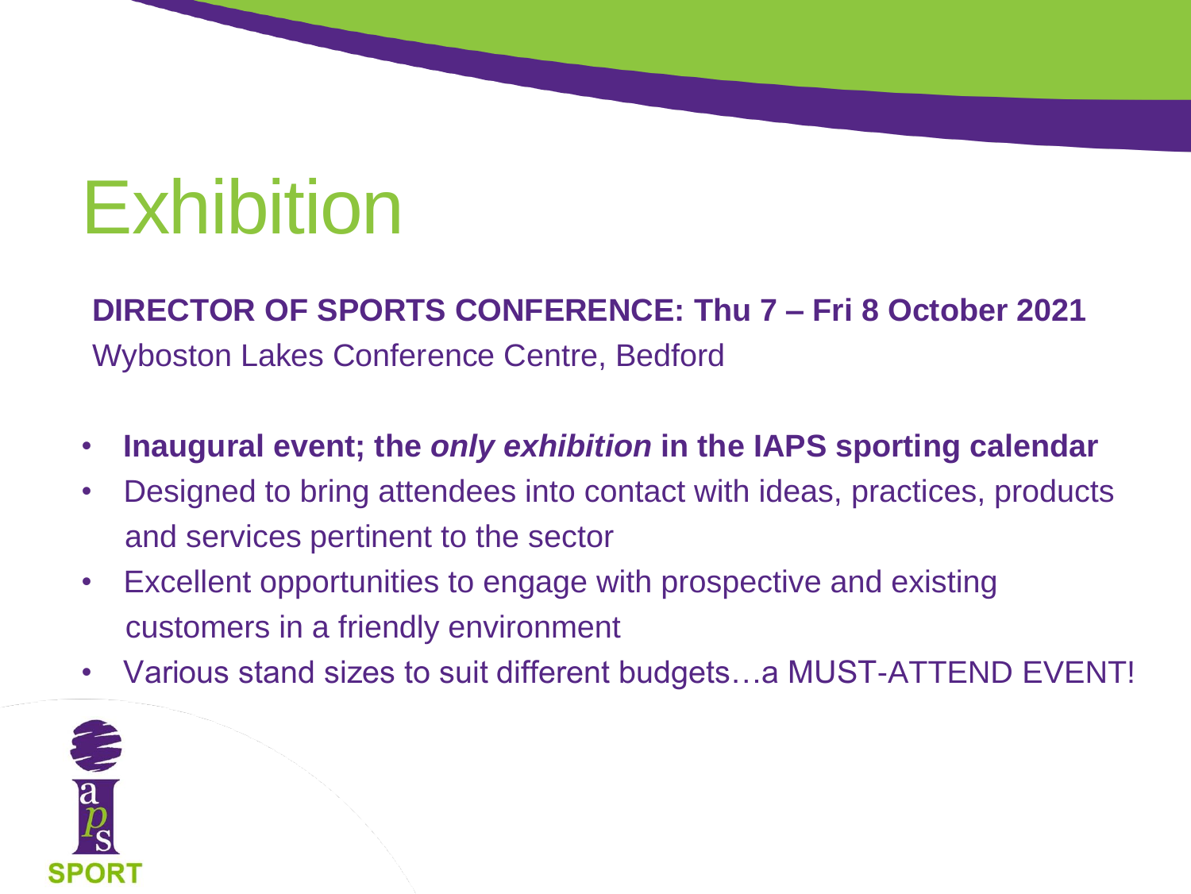# Exhibition

**DIRECTOR OF SPORTS CONFERENCE: Thu 7 – Fri 8 October 2021**
Wyboston Lakes Conference Centre, Bedford

- **Inaugural event; the *only exhibition* in the IAPS sporting calendar**
- Designed to bring attendees into contact with ideas, practices, products and services pertinent to the sector
- Excellent opportunities to engage with prospective and existing customers in a friendly environment
- Various stand sizes to suit different budgets…a MUST-ATTEND EVENT!

iaps SPORT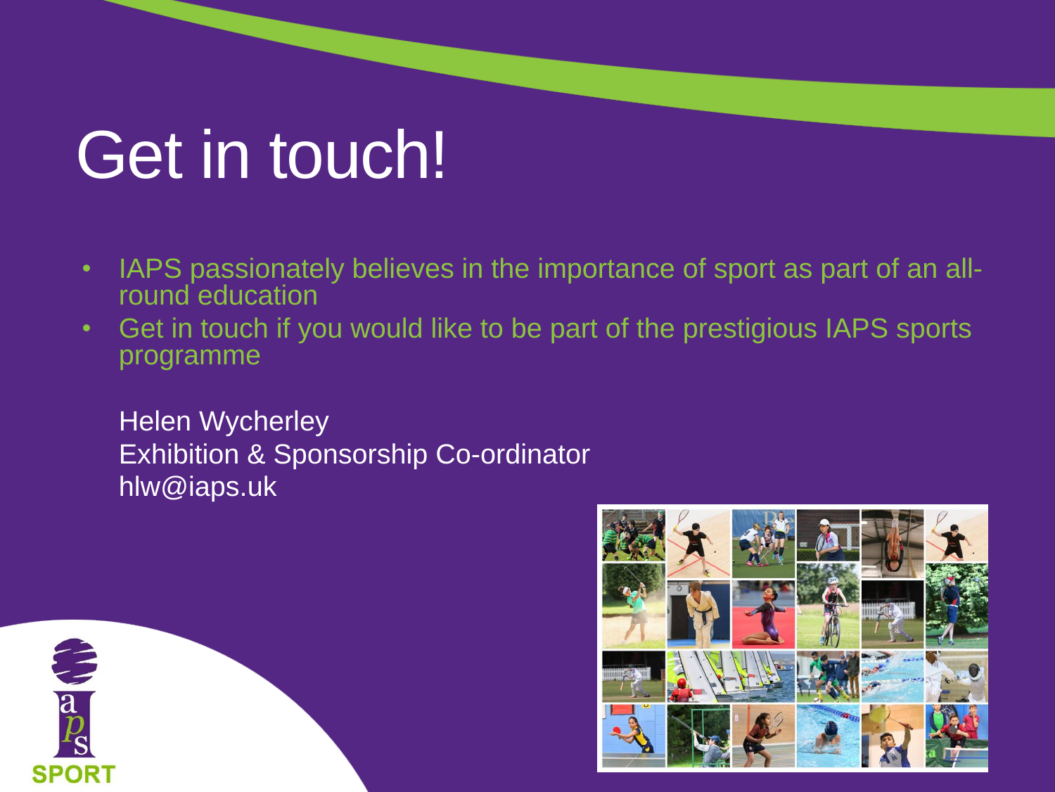# Get in touch!

- IAPS passionately believes in the importance of sport as part of an all-round education
- Get in touch if you would like to be part of the prestigious IAPS sports programme

Helen Wycherley
Exhibition & Sponsorship Co-ordinator
hlw@iaps.uk

SPORT